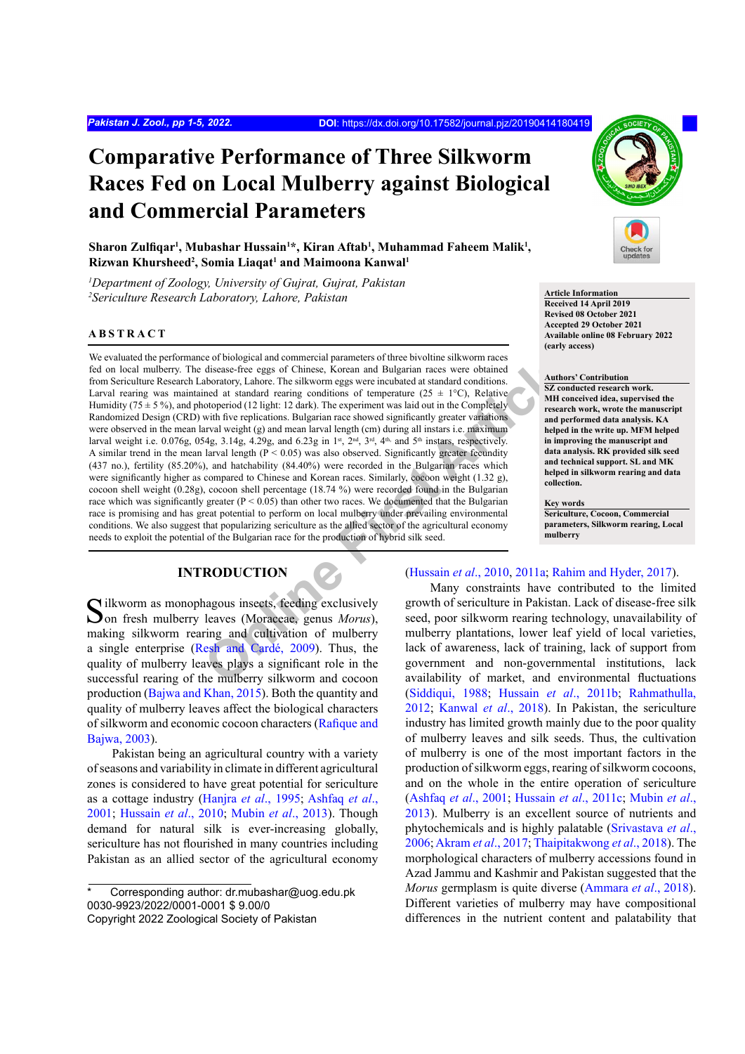# Comparative Performance of Three Silkworm Races Fed on Local Mulberry against Biological and Commercial Parameters

**Sharon Zulfiqar[1], Mubashar Hussain[1]*, Kiran Aftab[1], Muhammad Faheem Malik[1], Rizwan Khursheed[2], Somia Liaqat[1] and Maimoona Kanwal[1]**

*[1]Department of Zoology, University of Gujrat, Gujrat, Pakistan*
*[2]Sericulture Research Laboratory, Lahore, Pakistan*

**Article Information**
**Received 14 April 2019**
**Revised 08 October 2021**
**Accepted 29 October 2021**
**Available online 08 February 2022 (early access)**

**Authors' Contribution**
**SZ conducted research work. MH conceived idea, supervised the research work, wrote the manuscript and performed data analysis. KA helped in the write up. MFM helped in improving the manuscript and data analysis. RK provided silk seed and technical support. SL and MK helped in silkworm rearing and data collection.**

**Key words**
**Sericulture, Cocoon, Commercial parameters, Silkworm rearing, Local mulberry**

## ABSTRACT

We evaluated the performance of biological and commercial parameters of three bivoltine silkworm races fed on local mulberry. The disease-free eggs of Chinese, Korean and Bulgarian races were obtained from Sericulture Research Laboratory, Lahore. The silkworm eggs were incubated at standard conditions. Larval rearing was maintained at standard rearing conditions of temperature (25 ± 1°C), Relative Humidity (75 ± 5 %), and photoperiod (12 light: 12 dark). The experiment was laid out in the Completely Randomized Design (CRD) with five replications. Bulgarian race showed significantly greater variations were observed in the mean larval weight (g) and mean larval length (cm) during all instars i.e. maximum larval weight i.e. 0.076g, 054g, 3.14g, 4.29g, and 6.23g in 1st, 2nd, 3rd, 4th and 5th instars, respectively. A similar trend in the mean larval length ($P < 0.05$) was also observed. Significantly greater fecundity (437 no.), fertility (85.20%), and hatchability (84.40%) were recorded in the Bulgarian races which were significantly higher as compared to Chinese and Korean races. Similarly, cocoon weight (1.32 g), cocoon shell weight (0.28g), cocoon shell percentage (18.74 %) were recorded found in the Bulgarian race which was significantly greater ($P < 0.05$) than other two races. We documented that the Bulgarian race is promising and has great potential to perform on local mulberry under prevailing environmental conditions. We also suggest that popularizing sericulture as the allied sector of the agricultural economy needs to exploit the potential of the Bulgarian race for the production of hybrid silk seed.

## INTRODUCTION

Silkworm as monophagous insects, feeding exclusively on fresh mulberry leaves (Moraceae, genus *Morus*), making silkworm rearing and cultivation of mulberry a single enterprise (Resh and Cardé, 2009). Thus, the quality of mulberry leaves plays a significant role in the successful rearing of the mulberry silkworm and cocoon production (Bajwa and Khan, 2015). Both the quantity and quality of mulberry leaves affect the biological characters of silkworm and economic cocoon characters (Rafique and Bajwa, 2003).

Pakistan being an agricultural country with a variety of seasons and variability in climate in different agricultural zones is considered to have great potential for sericulture as a cottage industry (Hanjra *et al*., 1995; Ashfaq *et al*., 2001; Hussain *et al*., 2010; Mubin *et al*., 2013). Though demand for natural silk is ever-increasing globally, sericulture has not flourished in many countries including Pakistan as an allied sector of the agricultural economy (Hussain *et al*., 2010, 2011a; Rahim and Hyder, 2017).

Many constraints have contributed to the limited growth of sericulture in Pakistan. Lack of disease-free silk seed, poor silkworm rearing technology, unavailability of mulberry plantations, lower leaf yield of local varieties, lack of awareness, lack of training, lack of support from government and non-governmental institutions, lack availability of market, and environmental fluctuations (Siddiqui, 1988; Hussain *et al*., 2011b; Rahmathulla, 2012; Kanwal *et al*., 2018). In Pakistan, the sericulture industry has limited growth mainly due to the poor quality of mulberry leaves and silk seeds. Thus, the cultivation of mulberry is one of the most important factors in the production of silkworm eggs, rearing of silkworm cocoons, and on the whole in the entire operation of sericulture (Ashfaq *et al*., 2001; Hussain *et al*., 2011c; Mubin *et al*., 2013). Mulberry is an excellent source of nutrients and phytochemicals and is highly palatable (Srivastava *et al*., 2006; Akram *et al*., 2017; Thaipitakwong *et al*., 2018). The morphological characters of mulberry accessions found in Azad Jammu and Kashmir and Pakistan suggested that the *Morus* germplasm is quite diverse (Ammara *et al*., 2018). Different varieties of mulberry may have compositional differences in the nutrient content and palatability that

---

\* Corresponding author: dr.mubashar@uog.edu.pk
0030-9923/2022/0001-0001 $ 9.00/0
Copyright 2022 Zoological Society of Pakistan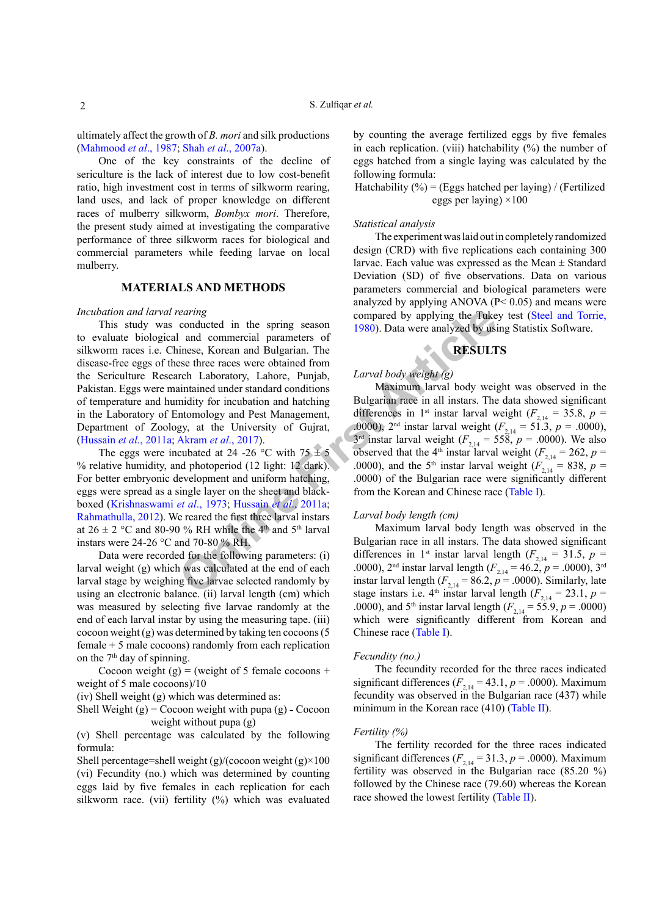ultimately affect the growth of *B. mori* and silk productions (Mahmood *et al*., 1987; Shah *et al*., 2007a).

One of the key constraints of the decline of sericulture is the lack of interest due to low cost-benefit ratio, high investment cost in terms of silkworm rearing, land uses, and lack of proper knowledge on different races of mulberry silkworm, *Bombyx mori*. Therefore, the present study aimed at investigating the comparative performance of three silkworm races for biological and commercial parameters while feeding larvae on local mulberry.

## MATERIALS AND METHODS

### *Incubation and larval rearing*

This study was conducted in the spring season to evaluate biological and commercial parameters of silkworm races i.e. Chinese, Korean and Bulgarian. The disease-free eggs of these three races were obtained from the Sericulture Research Laboratory, Lahore, Punjab, Pakistan. Eggs were maintained under standard conditions of temperature and humidity for incubation and hatching in the Laboratory of Entomology and Pest Management, Department of Zoology, at the University of Gujrat, (Hussain *et al*., 2011a; Akram *et al*., 2017).

The eggs were incubated at 24 -26 °C with 75 ± 5 % relative humidity, and photoperiod (12 light: 12 dark). For better embryonic development and uniform hatching, eggs were spread as a single layer on the sheet and black-boxed (Krishnaswami *et al*., 1973; Hussain *et al*., 2011a; Rahmathulla, 2012). We reared the first three larval instars at 26 ± 2 °C and 80-90 % RH while the 4th and 5th larval instars were 24-26 °C and 70-80 % RH.

Data were recorded for the following parameters: (i) larval weight (g) which was calculated at the end of each larval stage by weighing five larvae selected randomly by using an electronic balance. (ii) larval length (cm) which was measured by selecting five larvae randomly at the end of each larval instar by using the measuring tape. (iii) cocoon weight (g) was determined by taking ten cocoons (5 female + 5 male cocoons) randomly from each replication on the 7th day of spinning.

Cocoon weight (g) = (weight of 5 female cocoons + weight of 5 male cocoons)/10

(iv) Shell weight (g) which was determined as:

Shell Weight (g) = Cocoon weight with pupa (g) - Cocoon weight without pupa (g)

(v) Shell percentage was calculated by the following formula:

Shell percentage=shell weight (g)/(cocoon weight (g)×100

(vi) Fecundity (no.) which was determined by counting eggs laid by five females in each replication for each silkworm race. (vii) fertility (%) which was evaluated by counting the average fertilized eggs by five females in each replication. (viii) hatchability (%) the number of eggs hatched from a single laying was calculated by the following formula:

Hatchability (%) = (Eggs hatched per laying) / (Fertilized eggs per laying) ×100

### *Statistical analysis*

The experiment was laid out in completely randomized design (CRD) with five replications each containing 300 larvae. Each value was expressed as the Mean ± Standard Deviation (SD) of five observations. Data on various parameters commercial and biological parameters were analyzed by applying ANOVA (P< 0.05) and means were compared by applying the Tukey test (Steel and Torrie, 1980). Data were analyzed by using Statistix Software.

## RESULTS

### *Larval body weight (g)*

Maximum larval body weight was observed in the Bulgarian race in all instars. The data showed significant differences in 1st instar larval weight ($F_{2,14}$ = 35.8, $p$ = .0000), 2nd instar larval weight ($F_{2,14}$ = 51.3, $p$ = .0000), 3rd instar larval weight ($F_{2,14}$ = 558, $p$ = .0000). We also observed that the 4th instar larval weight ($F_{2,14}$ = 262, $p$ = .0000), and the 5th instar larval weight ($F_{2,14}$ = 838, $p$ = .0000) of the Bulgarian race were significantly different from the Korean and Chinese race (Table I).

### *Larval body length (cm)*

Maximum larval body length was observed in the Bulgarian race in all instars. The data showed significant differences in 1st instar larval length ($F_{2,14}$ = 31.5, $p$ = .0000), 2nd instar larval length ($F_{2,14}$ = 46.2, $p$ = .0000), 3rd instar larval length ($F_{2,14}$ = 86.2, $p$ = .0000). Similarly, late stage instars i.e. 4th instar larval length ($F_{2,14}$ = 23.1, $p$ = .0000), and 5th instar larval length ($F_{2,14}$ = 55.9, $p$ = .0000) which were significantly different from Korean and Chinese race (Table I).

### *Fecundity (no.)*

The fecundity recorded for the three races indicated significant differences ($F_{2,14}$ = 43.1, $p$ = .0000). Maximum fecundity was observed in the Bulgarian race (437) while minimum in the Korean race (410) (Table II).

### *Fertility (%)*

The fertility recorded for the three races indicated significant differences ($F_{2,14}$ = 31.3, $p$ = .0000). Maximum fertility was observed in the Bulgarian race (85.20 %) followed by the Chinese race (79.60) whereas the Korean race showed the lowest fertility (Table II).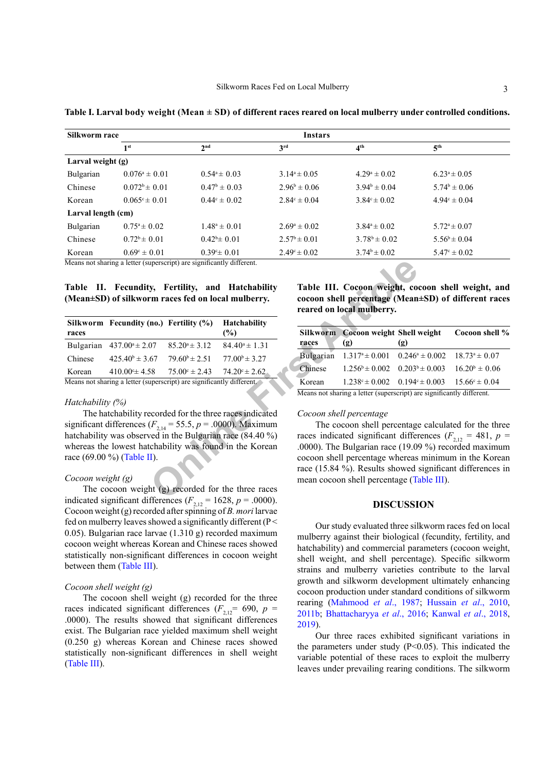**Table I. Larval body weight (Mean ± SD) of different races reared on local mulberry under controlled conditions.**

| Silkworm race | Instars | | | | |
|---|---|---|---|---|---|
| | 1st | 2nd | 3rd | 4th | 5th |
| **Larval weight (g)** | | | | | |
| Bulgarian | 0.076ᵃ ± 0.01 | 0.54ᵃ ± 0.03 | 3.14ᵃ ± 0.05 | 4.29ᵃ ± 0.02 | 6.23ᵃ ± 0.05 |
| Chinese | 0.072ᵇ ± 0.01 | 0.47ᵇ ± 0.03 | 2.96ᵇ ± 0.06 | 3.94ᵇ ± 0.04 | 5.74ᵇ ± 0.06 |
| Korean | 0.065ᶜ ± 0.01 | 0.44ᶜ ± 0.02 | 2.84ᶜ ± 0.04 | 3.84ᶜ ± 0.02 | 4.94ᶜ ± 0.04 |
| **Larval length (cm)** | | | | | |
| Bulgarian | 0.75ᵃ ± 0.02 | 1.48ᵃ ± 0.01 | 2.69ᵃ ± 0.02 | 3.84ᵃ ± 0.02 | 5.72ᵃ ± 0.07 |
| Chinese | 0.72ᵇ ± 0.01 | 0.42ᵇ ± 0.01 | 2.57ᵇ ± 0.01 | 3.78ᵇ ± 0.02 | 5.56ᵇ ± 0.04 |
| Korean | 0.69ᶜ ± 0.01 | 0.39ᶜ ± 0.01 | 2.49ᶜ ± 0.02 | 3.74ᵇ ± 0.02 | 5.47ᶜ ± 0.02 |

Means not sharing a letter (superscript) are significantly different.

**Table II. Fecundity, Fertility, and Hatchability (Mean±SD) of silkworm races fed on local mulberry.**

| Silkworm races | Fecundity (no.) | Fertility (%) | Hatchability (%) |
|---|---|---|---|
| Bulgarian | 437.00ᵃ ± 2.07 | 85.20ᵃ ± 3.12 | 84.40ᵃ ± 1.31 |
| Chinese | 425.40ᵇ ± 3.67 | 79.60ᵇ ± 2.51 | 77.00ᵇ ± 3.27 |
| Korean | 410.00ᶜ ± 4.58 | 75.00ᶜ ± 2.43 | 74.20ᶜ ± 2.62 |

Means not sharing a letter (superscript) are significantly different.

*Hatchability (%)*

The hatchability recorded for the three races indicated significant differences ($F_{2,14}$ = 55.5, $p$ = .0000). Maximum hatchability was observed in the Bulgarian race (84.40 %) whereas the lowest hatchability was found in the Korean race (69.00 %) (Table II).

*Cocoon weight (g)*

The cocoon weight (g) recorded for the three races indicated significant differences ($F_{2,12}$ = 1628, $p$ = .0000). Cocoon weight (g) recorded after spinning of *B. mori* larvae fed on mulberry leaves showed a significantly different ($P < 0.05$). Bulgarian race larvae (1.310 g) recorded maximum cocoon weight whereas Korean and Chinese races showed statistically non-significant differences in cocoon weight between them (Table III).

*Cocoon shell weight (g)*

The cocoon shell weight (g) recorded for the three races indicated significant differences ($F_{2,12}$= 690, $p$ = .0000). The results showed that significant differences exist. The Bulgarian race yielded maximum shell weight (0.250 g) whereas Korean and Chinese races showed statistically non-significant differences in shell weight (Table III).

**Table III. Cocoon weight, cocoon shell weight, and cocoon shell percentage (Mean±SD) of different races reared on local mulberry.**

| Silkworm races | Cocoon weight (g) | Shell weight (g) | Cocoon shell % |
|---|---|---|---|
| Bulgarian | 1.317ᵃ ± 0.001 | 0.246ᵃ ± 0.002 | 18.73ᵃ ± 0.07 |
| Chinese | 1.256ᵇ ± 0.002 | 0.203ᵇ ± 0.003 | 16.20ᵇ ± 0.06 |
| Korean | 1.238ᶜ ± 0.002 | 0.194ᶜ ± 0.003 | 15.66ᶜ ± 0.04 |

Means not sharing a letter (superscript) are significantly different.

*Cocoon shell percentage*

The cocoon shell percentage calculated for the three races indicated significant differences ($F_{2,12}$ = 481, $p$ = .0000). The Bulgarian race (19.09 %) recorded maximum cocoon shell percentage whereas minimum in the Korean race (15.84 %). Results showed significant differences in mean cocoon shell percentage (Table III).

## DISCUSSION

Our study evaluated three silkworm races fed on local mulberry against their biological (fecundity, fertility, and hatchability) and commercial parameters (cocoon weight, shell weight, and shell percentage). Specific silkworm strains and mulberry varieties contribute to the larval growth and silkworm development ultimately enhancing cocoon production under standard conditions of silkworm rearing (Mahmood *et al*., 1987; Hussain *et al*., 2010, 2011b; Bhattacharyya *et al*., 2016; Kanwal *et al*., 2018, 2019).

Our three races exhibited significant variations in the parameters under study ($P<0.05$). This indicated the variable potential of these races to exploit the mulberry leaves under prevailing rearing conditions. The silkworm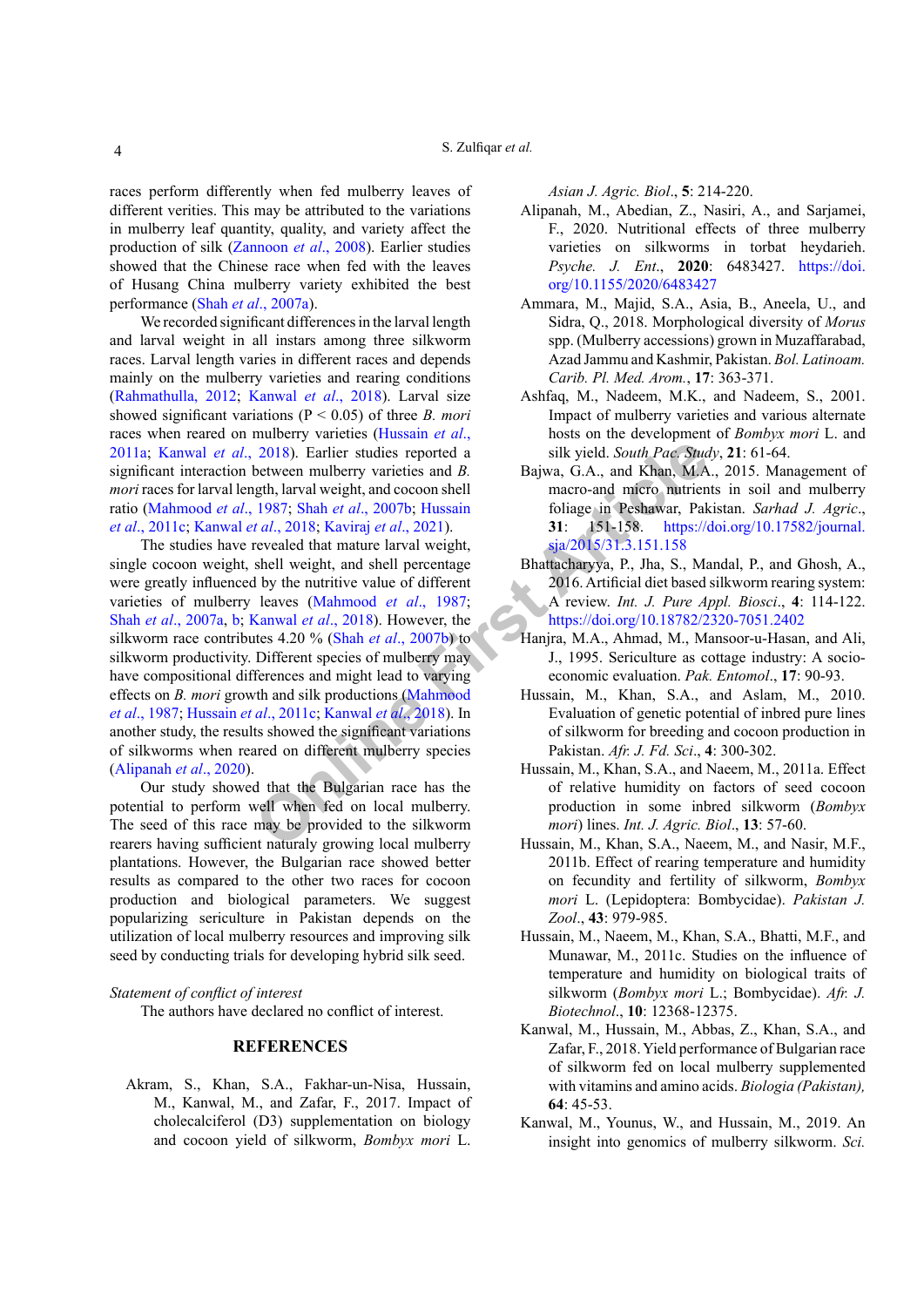races perform differently when fed mulberry leaves of different verities. This may be attributed to the variations in mulberry leaf quantity, quality, and variety affect the production of silk (Zannoon *et al*., 2008). Earlier studies showed that the Chinese race when fed with the leaves of Husang China mulberry variety exhibited the best performance (Shah *et al*., 2007a).

We recorded significant differences in the larval length and larval weight in all instars among three silkworm races. Larval length varies in different races and depends mainly on the mulberry varieties and rearing conditions (Rahmathulla, 2012; Kanwal *et al*., 2018). Larval size showed significant variations ($P < 0.05$) of three *B. mori* races when reared on mulberry varieties (Hussain *et al*., 2011a; Kanwal *et al*., 2018). Earlier studies reported a significant interaction between mulberry varieties and *B. mori* races for larval length, larval weight, and cocoon shell ratio (Mahmood *et al*., 1987; Shah *et al*., 2007b; Hussain *et al*., 2011c; Kanwal *et al*., 2018; Kaviraj *et al*., 2021).

The studies have revealed that mature larval weight, single cocoon weight, shell weight, and shell percentage were greatly influenced by the nutritive value of different varieties of mulberry leaves (Mahmood *et al*., 1987; Shah *et al*., 2007a, b; Kanwal *et al*., 2018). However, the silkworm race contributes 4.20 % (Shah *et al*., 2007b) to silkworm productivity. Different species of mulberry may have compositional differences and might lead to varying effects on *B. mori* growth and silk productions (Mahmood *et al*., 1987; Hussain *et al*., 2011c; Kanwal *et al*., 2018). In another study, the results showed the significant variations of silkworms when reared on different mulberry species (Alipanah *et al*., 2020).

Our study showed that the Bulgarian race has the potential to perform well when fed on local mulberry. The seed of this race may be provided to the silkworm rearers having sufficient naturaly growing local mulberry plantations. However, the Bulgarian race showed better results as compared to the other two races for cocoon production and biological parameters. We suggest popularizing sericulture in Pakistan depends on the utilization of local mulberry resources and improving silk seed by conducting trials for developing hybrid silk seed.

*Statement of conflict of interest*

The authors have declared no conflict of interest.

## REFERENCES

Akram, S., Khan, S.A., Fakhar-un-Nisa, Hussain, M., Kanwal, M., and Zafar, F., 2017. Impact of cholecalciferol (D3) supplementation on biology and cocoon yield of silkworm, *Bombyx mori* L. *Asian J. Agric. Biol*., **5**: 214-220.

Alipanah, M., Abedian, Z., Nasiri, A., and Sarjamei, F., 2020. Nutritional effects of three mulberry varieties on silkworms in torbat heydarieh. *Psyche. J. Ent*., **2020**: 6483427. https://doi.org/10.1155/2020/6483427

Ammara, M., Majid, S.A., Asia, B., Aneela, U., and Sidra, Q., 2018. Morphological diversity of *Morus* spp. (Mulberry accessions) grown in Muzaffarabad, Azad Jammu and Kashmir, Pakistan. *Bol. Latinoam. Carib. Pl. Med. Arom.*, **17**: 363-371.

Ashfaq, M., Nadeem, M.K., and Nadeem, S., 2001. Impact of mulberry varieties and various alternate hosts on the development of *Bombyx mori* L. and silk yield. *South Pac. Study*, **21**: 61-64.

Bajwa, G.A., and Khan, M.A., 2015. Management of macro-and micro nutrients in soil and mulberry foliage in Peshawar, Pakistan. *Sarhad J. Agric*., **31**: 151-158. https://doi.org/10.17582/journal.sja/2015/31.3.151.158

Bhattacharyya, P., Jha, S., Mandal, P., and Ghosh, A., 2016. Artificial diet based silkworm rearing system: A review. *Int. J. Pure Appl. Biosci*., **4**: 114-122. https://doi.org/10.18782/2320-7051.2402

Hanjra, M.A., Ahmad, M., Mansoor-u-Hasan, and Ali, J., 1995. Sericulture as cottage industry: A socio-economic evaluation. *Pak. Entomol*., **17**: 90-93.

Hussain, M., Khan, S.A., and Aslam, M., 2010. Evaluation of genetic potential of inbred pure lines of silkworm for breeding and cocoon production in Pakistan. *Afr. J. Fd. Sci*., **4**: 300-302.

Hussain, M., Khan, S.A., and Naeem, M., 2011a. Effect of relative humidity on factors of seed cocoon production in some inbred silkworm (*Bombyx mori*) lines. *Int. J. Agric. Biol*., **13**: 57-60.

Hussain, M., Khan, S.A., Naeem, M., and Nasir, M.F., 2011b. Effect of rearing temperature and humidity on fecundity and fertility of silkworm, *Bombyx mori* L. (Lepidoptera: Bombycidae). *Pakistan J. Zool*., **43**: 979-985.

Hussain, M., Naeem, M., Khan, S.A., Bhatti, M.F., and Munawar, M., 2011c. Studies on the influence of temperature and humidity on biological traits of silkworm (*Bombyx mori* L.; Bombycidae). *Afr. J. Biotechnol*., **10**: 12368-12375.

Kanwal, M., Hussain, M., Abbas, Z., Khan, S.A., and Zafar, F., 2018. Yield performance of Bulgarian race of silkworm fed on local mulberry supplemented with vitamins and amino acids. *Biologia (Pakistan)*, **64**: 45-53.

Kanwal, M., Younus, W., and Hussain, M., 2019. An insight into genomics of mulberry silkworm. *Sci.*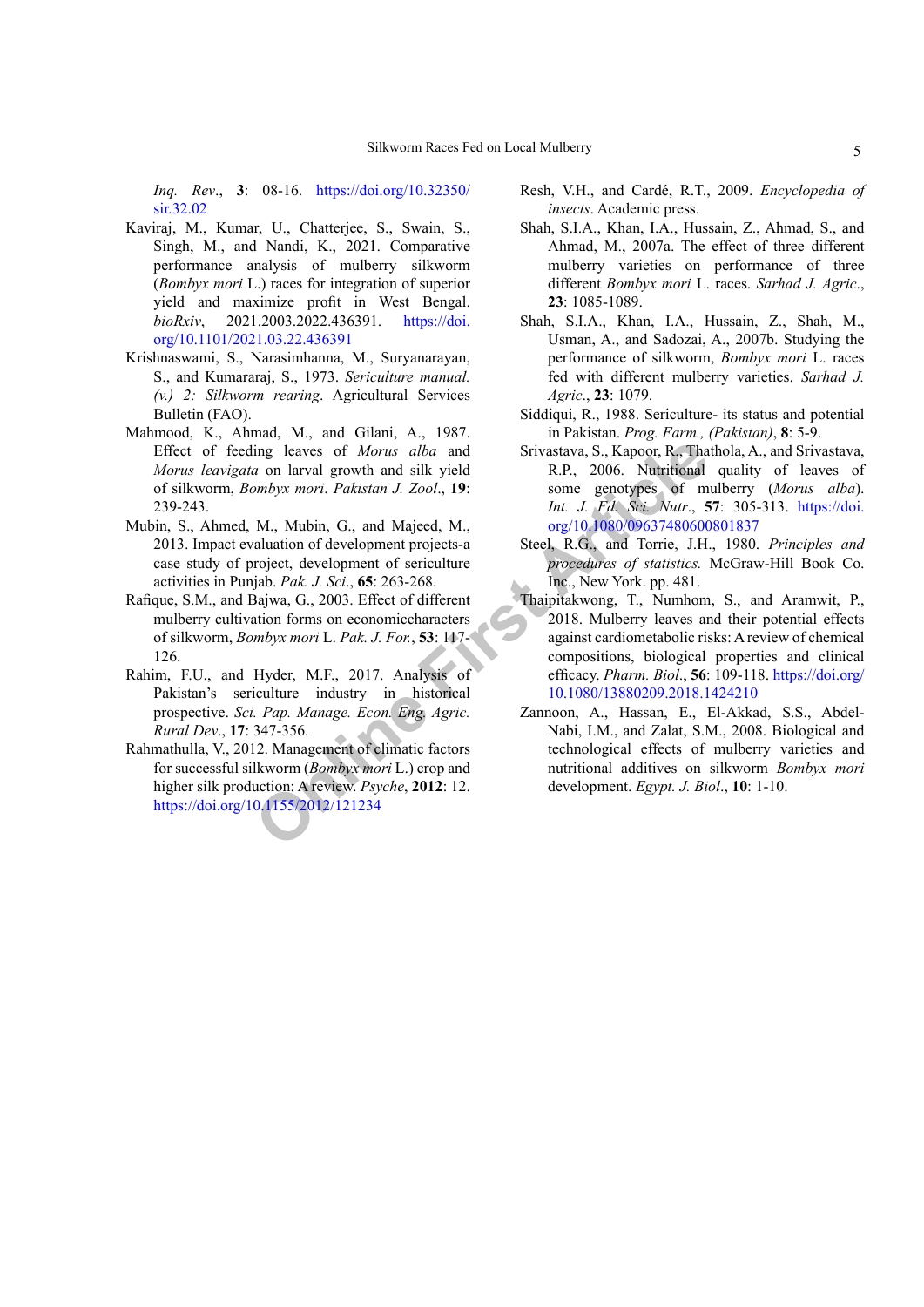*Inq. Rev*., **3**: 08-16. https://doi.org/10.32350/sir.32.02

Kaviraj, M., Kumar, U., Chatterjee, S., Swain, S., Singh, M., and Nandi, K., 2021. Comparative performance analysis of mulberry silkworm (*Bombyx mori* L.) races for integration of superior yield and maximize profit in West Bengal. *bioRxiv*, 2021.2003.2022.436391. https://doi.org/10.1101/2021.03.22.436391

Krishnaswami, S., Narasimhanna, M., Suryanarayan, S., and Kumararaj, S., 1973. *Sericulture manual. (v.) 2: Silkworm rearing*. Agricultural Services Bulletin (FAO).

Mahmood, K., Ahmad, M., and Gilani, A., 1987. Effect of feeding leaves of *Morus alba* and *Morus leavigata* on larval growth and silk yield of silkworm, *Bombyx mori*. *Pakistan J. Zool*., **19**: 239-243.

Mubin, S., Ahmed, M., Mubin, G., and Majeed, M., 2013. Impact evaluation of development projects-a case study of project, development of sericulture activities in Punjab. *Pak. J. Sci*., **65**: 263-268.

Rafique, S.M., and Bajwa, G., 2003. Effect of different mulberry cultivation forms on economiccharacters of silkworm, *Bombyx mori* L. *Pak. J. For.*, **53**: 117-126.

Rahim, F.U., and Hyder, M.F., 2017. Analysis of Pakistan's sericulture industry in historical prospective. *Sci. Pap. Manage. Econ. Eng. Agric. Rural Dev*., **17**: 347-356.

Rahmathulla, V., 2012. Management of climatic factors for successful silkworm (*Bombyx mori* L.) crop and higher silk production: A review. *Psyche*, **2012**: 12. https://doi.org/10.1155/2012/121234

Resh, V.H., and Cardé, R.T., 2009. *Encyclopedia of insects*. Academic press.

Shah, S.I.A., Khan, I.A., Hussain, Z., Ahmad, S., and Ahmad, M., 2007a. The effect of three different mulberry varieties on performance of three different *Bombyx mori* L. races. *Sarhad J. Agric*., **23**: 1085-1089.

Shah, S.I.A., Khan, I.A., Hussain, Z., Shah, M., Usman, A., and Sadozai, A., 2007b. Studying the performance of silkworm, *Bombyx mori* L. races fed with different mulberry varieties. *Sarhad J. Agric*., **23**: 1079.

Siddiqui, R., 1988. Sericulture- its status and potential in Pakistan. *Prog. Farm., (Pakistan)*, **8**: 5-9.

Srivastava, S., Kapoor, R., Thathola, A., and Srivastava, R.P., 2006. Nutritional quality of leaves of some genotypes of mulberry (*Morus alba*). *Int. J. Fd. Sci. Nutr*., **57**: 305-313. https://doi.org/10.1080/09637480600801837

Steel, R.G., and Torrie, J.H., 1980. *Principles and procedures of statistics.* McGraw-Hill Book Co. Inc., New York. pp. 481.

Thaipitakwong, T., Numhom, S., and Aramwit, P., 2018. Mulberry leaves and their potential effects against cardiometabolic risks: A review of chemical compositions, biological properties and clinical efficacy. *Pharm. Biol*., **56**: 109-118. https://doi.org/10.1080/13880209.2018.1424210

Zannoon, A., Hassan, E., El-Akkad, S.S., Abdel-Nabi, I.M., and Zalat, S.M., 2008. Biological and technological effects of mulberry varieties and nutritional additives on silkworm *Bombyx mori* development. *Egypt. J. Biol*., **10**: 1-10.